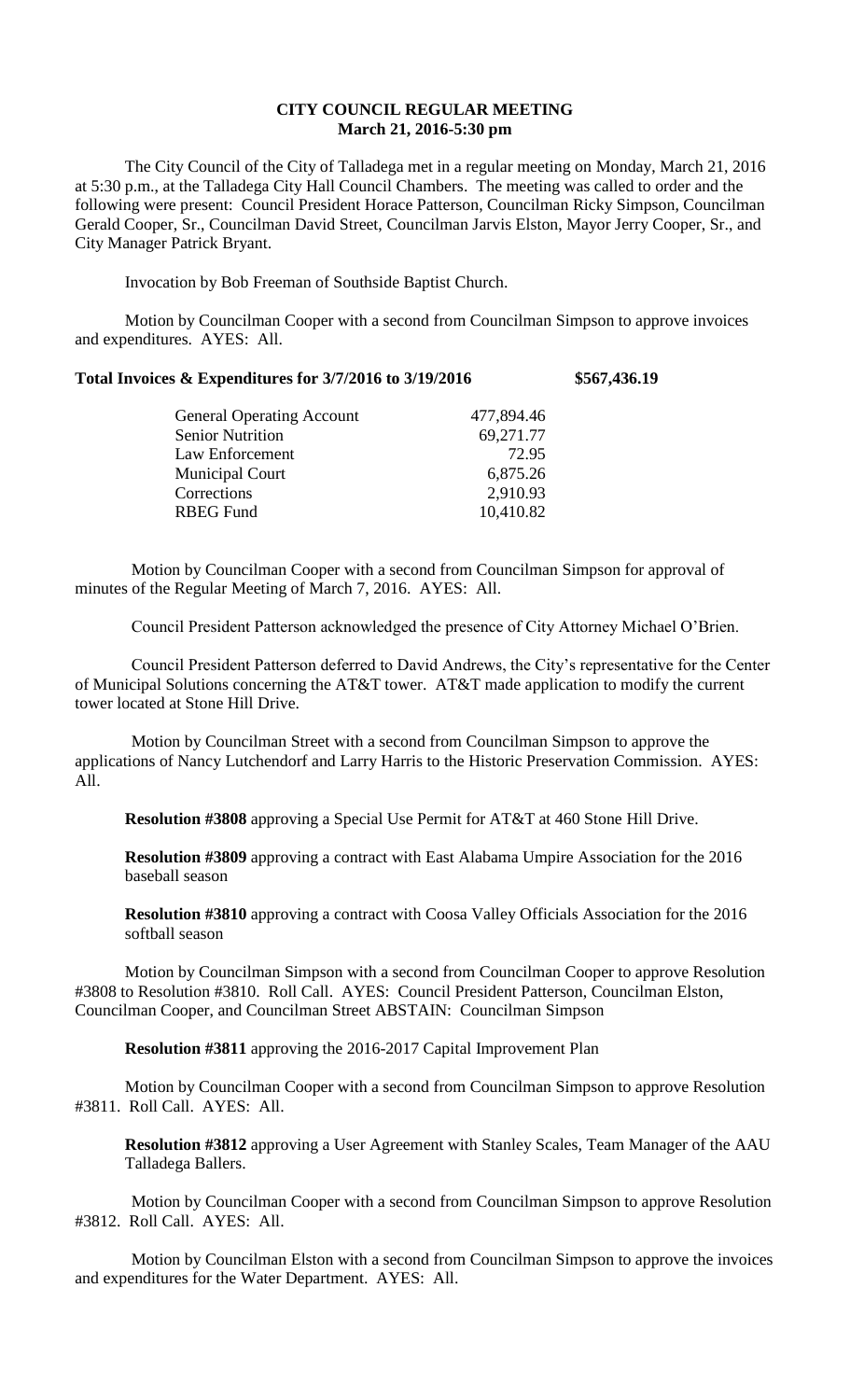# CITY COUNCIL REGULAR MEETING
## March 21, 2016-5:30 pm

The City Council of the City of Talladega met in a regular meeting on Monday, March 21, 2016 at 5:30 p.m., at the Talladega City Hall Council Chambers. The meeting was called to order and the following were present: Council President Horace Patterson, Councilman Ricky Simpson, Councilman Gerald Cooper, Sr., Councilman David Street, Councilman Jarvis Elston, Mayor Jerry Cooper, Sr., and City Manager Patrick Bryant.

Invocation by Bob Freeman of Southside Baptist Church.

Motion by Councilman Cooper with a second from Councilman Simpson to approve invoices and expenditures. AYES: All.

**Total Invoices & Expenditures for 3/7/2016 to 3/19/2016 $567,436.19**

| | |
|---|---|
| General Operating Account | 477,894.46 |
| Senior Nutrition | 69,271.77 |
| Law Enforcement | 72.95 |
| Municipal Court | 6,875.26 |
| Corrections | 2,910.93 |
| RBEG Fund | 10,410.82 |

Motion by Councilman Cooper with a second from Councilman Simpson for approval of minutes of the Regular Meeting of March 7, 2016. AYES: All.

Council President Patterson acknowledged the presence of City Attorney Michael O'Brien.

Council President Patterson deferred to David Andrews, the City's representative for the Center of Municipal Solutions concerning the AT&T tower. AT&T made application to modify the current tower located at Stone Hill Drive.

Motion by Councilman Street with a second from Councilman Simpson to approve the applications of Nancy Lutchendorf and Larry Harris to the Historic Preservation Commission. AYES: All.

**Resolution #3808** approving a Special Use Permit for AT&T at 460 Stone Hill Drive.

**Resolution #3809** approving a contract with East Alabama Umpire Association for the 2016 baseball season

**Resolution #3810** approving a contract with Coosa Valley Officials Association for the 2016 softball season

Motion by Councilman Simpson with a second from Councilman Cooper to approve Resolution #3808 to Resolution #3810. Roll Call. AYES: Council President Patterson, Councilman Elston, Councilman Cooper, and Councilman Street ABSTAIN: Councilman Simpson

**Resolution #3811** approving the 2016-2017 Capital Improvement Plan

Motion by Councilman Cooper with a second from Councilman Simpson to approve Resolution #3811. Roll Call. AYES: All.

**Resolution #3812** approving a User Agreement with Stanley Scales, Team Manager of the AAU Talladega Ballers.

Motion by Councilman Cooper with a second from Councilman Simpson to approve Resolution #3812. Roll Call. AYES: All.

Motion by Councilman Elston with a second from Councilman Simpson to approve the invoices and expenditures for the Water Department. AYES: All.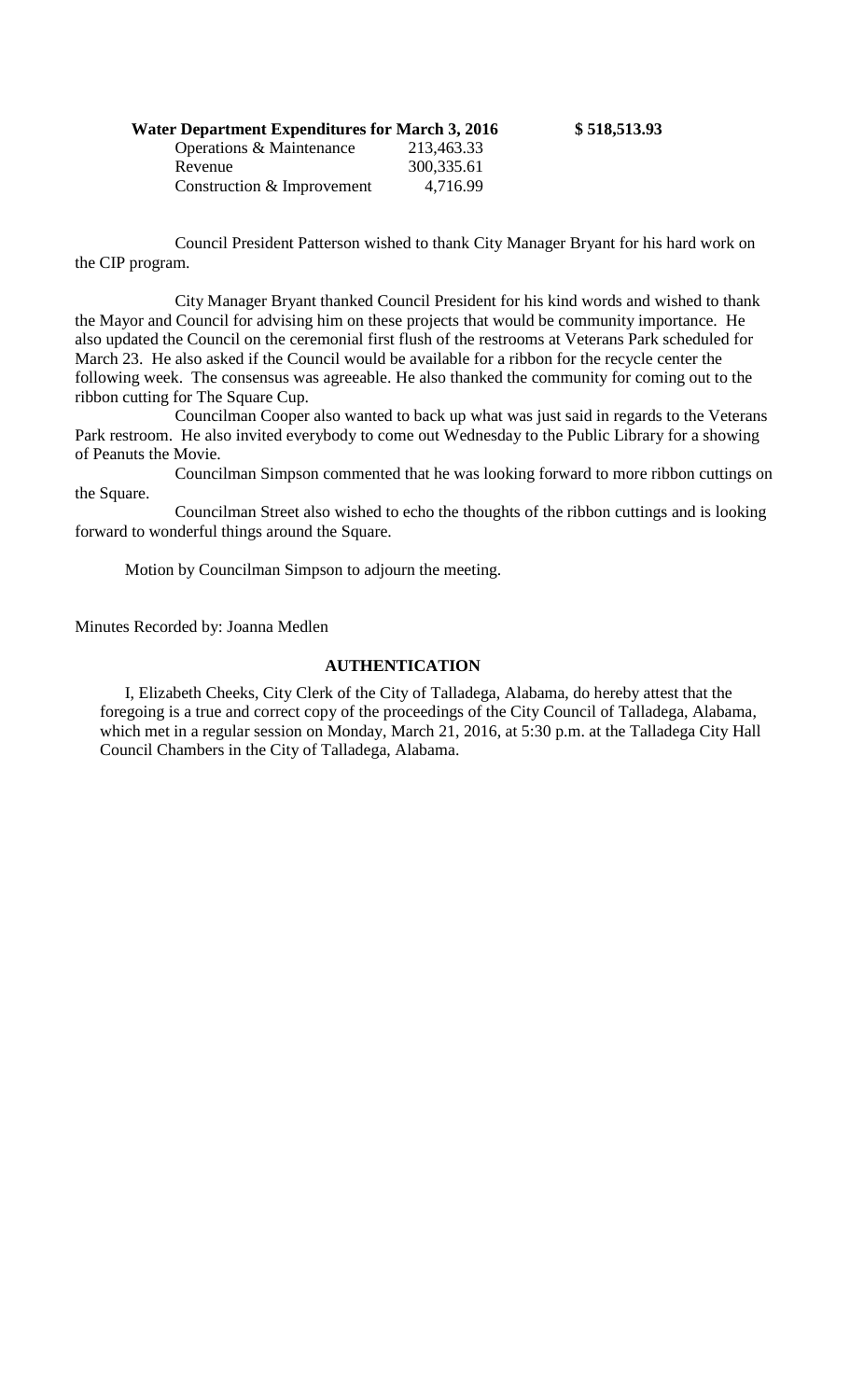**Water Department Expenditures for March 3, 2016** **$ 518,513.93**

| | |
|---|---|
| Operations & Maintenance | 213,463.33 |
| Revenue | 300,335.61 |
| Construction & Improvement | 4,716.99 |

Council President Patterson wished to thank City Manager Bryant for his hard work on the CIP program.

City Manager Bryant thanked Council President for his kind words and wished to thank the Mayor and Council for advising him on these projects that would be community importance. He also updated the Council on the ceremonial first flush of the restrooms at Veterans Park scheduled for March 23. He also asked if the Council would be available for a ribbon for the recycle center the following week. The consensus was agreeable. He also thanked the community for coming out to the ribbon cutting for The Square Cup.

Councilman Cooper also wanted to back up what was just said in regards to the Veterans Park restroom. He also invited everybody to come out Wednesday to the Public Library for a showing of Peanuts the Movie.

Councilman Simpson commented that he was looking forward to more ribbon cuttings on the Square.

Councilman Street also wished to echo the thoughts of the ribbon cuttings and is looking forward to wonderful things around the Square.

Motion by Councilman Simpson to adjourn the meeting.

Minutes Recorded by: Joanna Medlen

**AUTHENTICATION**

I, Elizabeth Cheeks, City Clerk of the City of Talladega, Alabama, do hereby attest that the foregoing is a true and correct copy of the proceedings of the City Council of Talladega, Alabama, which met in a regular session on Monday, March 21, 2016, at 5:30 p.m. at the Talladega City Hall Council Chambers in the City of Talladega, Alabama.